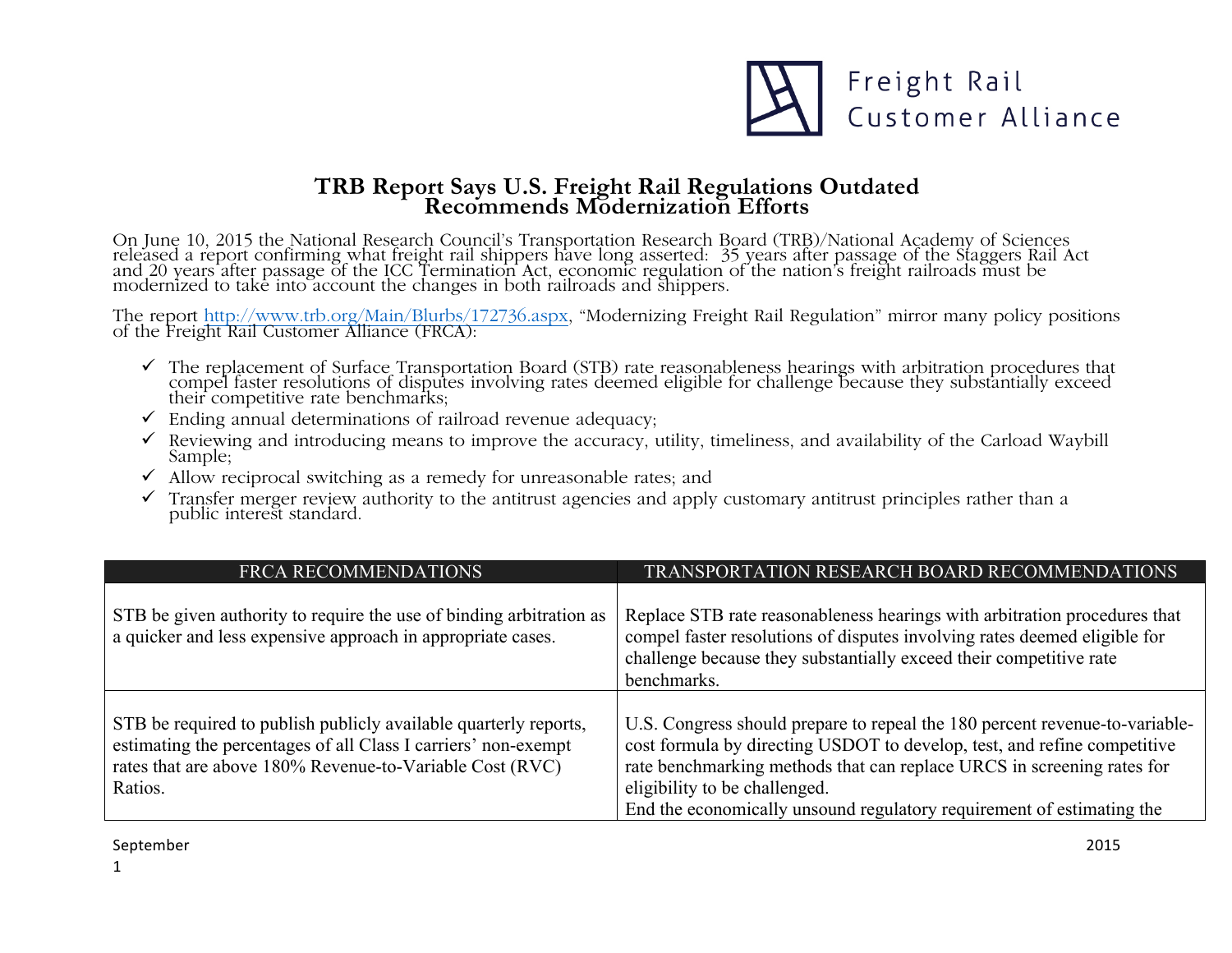Freight Rail Customer Alliance

# TRB Report Says U.S. Freight Rail Regulations Outdated Recommends Modernization Efforts

On June 10, 2015 the National Research Council's Transportation Research Board (TRB)/National Academy of Sciences released a report confirming what freight rail shippers have long asserted: 35 years after passage of the Staggers Rail Act and 20 years after passage of the ICC Termination Act, economic regulation of the nation's freight railroads must be modernized to take into account the changes in both railroads and shippers.

The report http://www.trb.org/Main/Blurbs/172736.aspx, "Modernizing Freight Rail Regulation" mirror many policy positions of the Freight Rail Customer Alliance (FRCA):

- ✓ The replacement of Surface Transportation Board (STB) rate reasonableness hearings with arbitration procedures that compel faster resolutions of disputes involving rates deemed eligible for challenge because they substantially exceed their competitive rate benchmarks;
- ✓ Ending annual determinations of railroad revenue adequacy;
- ✓ Reviewing and introducing means to improve the accuracy, utility, timeliness, and availability of the Carload Waybill Sample;
- ✓ Allow reciprocal switching as a remedy for unreasonable rates; and
- ✓ Transfer merger review authority to the antitrust agencies and apply customary antitrust principles rather than a public interest standard.

| FRCA RECOMMENDATIONS | TRANSPORTATION RESEARCH BOARD RECOMMENDATIONS |
|---|---|
| STB be given authority to require the use of binding arbitration as a quicker and less expensive approach in appropriate cases. | Replace STB rate reasonableness hearings with arbitration procedures that compel faster resolutions of disputes involving rates deemed eligible for challenge because they substantially exceed their competitive rate benchmarks. |
| STB be required to publish publicly available quarterly reports, estimating the percentages of all Class I carriers' non-exempt rates that are above 180% Revenue-to-Variable Cost (RVC) Ratios. | U.S. Congress should prepare to repeal the 180 percent revenue-to-variable-cost formula by directing USDOT to develop, test, and refine competitive rate benchmarking methods that can replace URCS in screening rates for eligibility to be challenged.<br>End the economically unsound regulatory requirement of estimating the |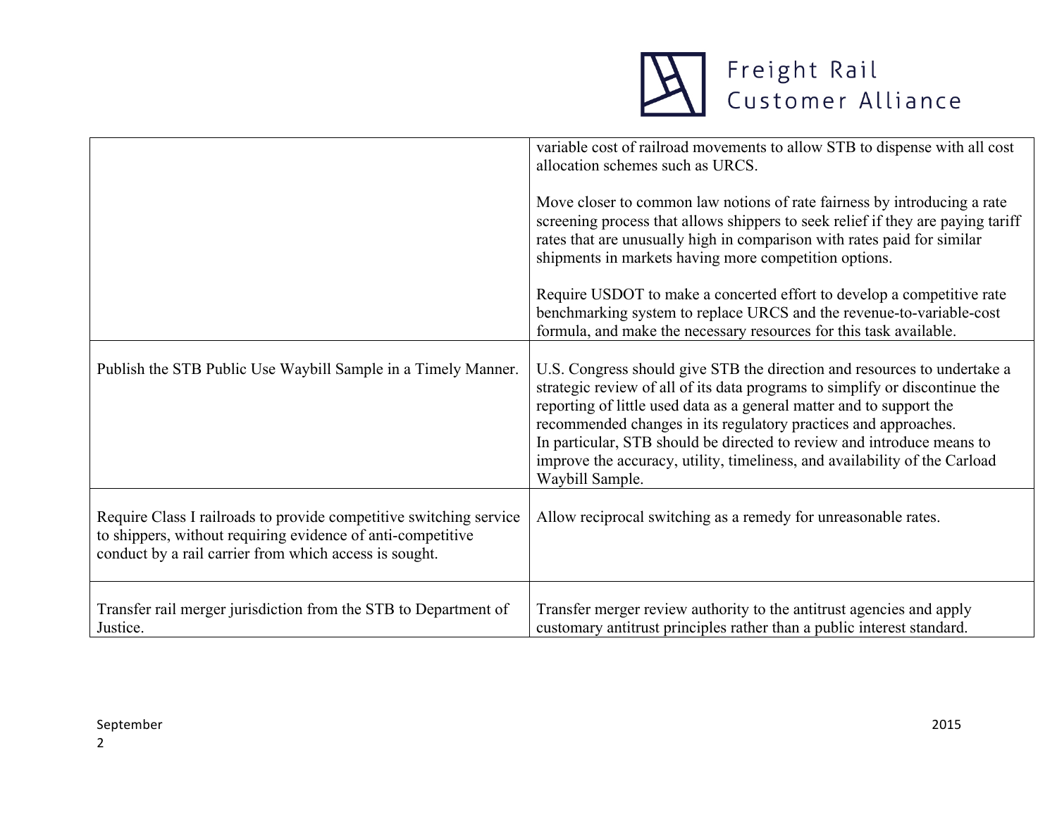| | |
|---|---|
| | variable cost of railroad movements to allow STB to dispense with all cost allocation schemes such as URCS.<br><br>Move closer to common law notions of rate fairness by introducing a rate screening process that allows shippers to seek relief if they are paying tariff rates that are unusually high in comparison with rates paid for similar shipments in markets having more competition options.<br><br>Require USDOT to make a concerted effort to develop a competitive rate benchmarking system to replace URCS and the revenue-to-variable-cost formula, and make the necessary resources for this task available. |
| Publish the STB Public Use Waybill Sample in a Timely Manner. | U.S. Congress should give STB the direction and resources to undertake a strategic review of all of its data programs to simplify or discontinue the reporting of little used data as a general matter and to support the recommended changes in its regulatory practices and approaches.<br>In particular, STB should be directed to review and introduce means to improve the accuracy, utility, timeliness, and availability of the Carload Waybill Sample. |
| Require Class I railroads to provide competitive switching service to shippers, without requiring evidence of anti-competitive conduct by a rail carrier from which access is sought. | Allow reciprocal switching as a remedy for unreasonable rates. |
| Transfer rail merger jurisdiction from the STB to Department of Justice. | Transfer merger review authority to the antitrust agencies and apply customary antitrust principles rather than a public interest standard. |